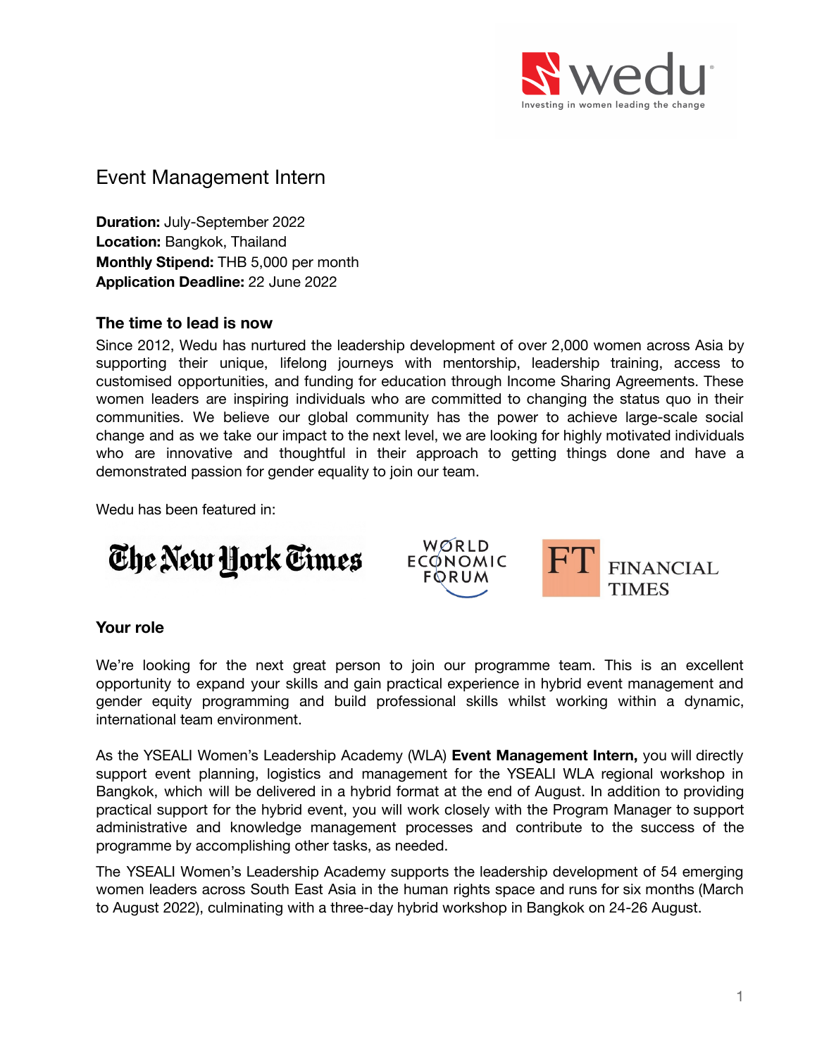# Event Management Intern

**Duration:** July-September 2022
**Location:** Bangkok, Thailand
**Monthly Stipend:** THB 5,000 per month
**Application Deadline:** 22 June 2022

## The time to lead is now

Since 2012, Wedu has nurtured the leadership development of over 2,000 women across Asia by supporting their unique, lifelong journeys with mentorship, leadership training, access to customised opportunities, and funding for education through Income Sharing Agreements. These women leaders are inspiring individuals who are committed to changing the status quo in their communities. We believe our global community has the power to achieve large-scale social change and as we take our impact to the next level, we are looking for highly motivated individuals who are innovative and thoughtful in their approach to getting things done and have a demonstrated passion for gender equality to join our team.

Wedu has been featured in:

## Your role

We're looking for the next great person to join our programme team. This is an excellent opportunity to expand your skills and gain practical experience in hybrid event management and gender equity programming and build professional skills whilst working within a dynamic, international team environment.

As the YSEALI Women's Leadership Academy (WLA) **Event Management Intern,** you will directly support event planning, logistics and management for the YSEALI WLA regional workshop in Bangkok, which will be delivered in a hybrid format at the end of August. In addition to providing practical support for the hybrid event, you will work closely with the Program Manager to support administrative and knowledge management processes and contribute to the success of the programme by accomplishing other tasks, as needed.

The YSEALI Women's Leadership Academy supports the leadership development of 54 emerging women leaders across South East Asia in the human rights space and runs for six months (March to August 2022), culminating with a three-day hybrid workshop in Bangkok on 24-26 August.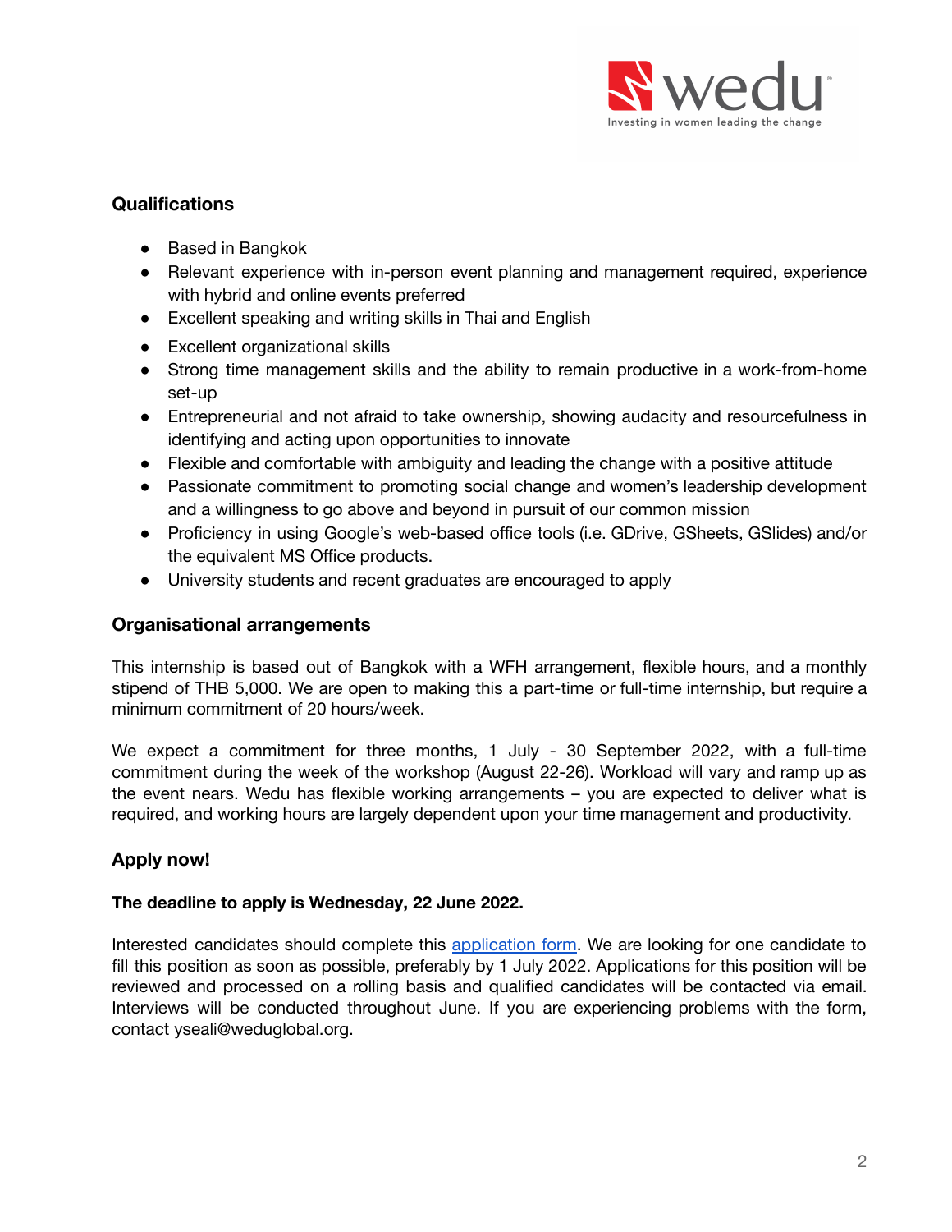## Qualifications

- Based in Bangkok
- Relevant experience with in-person event planning and management required, experience with hybrid and online events preferred
- Excellent speaking and writing skills in Thai and English
- Excellent organizational skills
- Strong time management skills and the ability to remain productive in a work-from-home set-up
- Entrepreneurial and not afraid to take ownership, showing audacity and resourcefulness in identifying and acting upon opportunities to innovate
- Flexible and comfortable with ambiguity and leading the change with a positive attitude
- Passionate commitment to promoting social change and women's leadership development and a willingness to go above and beyond in pursuit of our common mission
- Proficiency in using Google's web-based office tools (i.e. GDrive, GSheets, GSlides) and/or the equivalent MS Office products.
- University students and recent graduates are encouraged to apply

## Organisational arrangements

This internship is based out of Bangkok with a WFH arrangement, flexible hours, and a monthly stipend of THB 5,000. We are open to making this a part-time or full-time internship, but require a minimum commitment of 20 hours/week.

We expect a commitment for three months, 1 July - 30 September 2022, with a full-time commitment during the week of the workshop (August 22-26). Workload will vary and ramp up as the event nears. Wedu has flexible working arrangements – you are expected to deliver what is required, and working hours are largely dependent upon your time management and productivity.

## Apply now!

**The deadline to apply is Wednesday, 22 June 2022.**

Interested candidates should complete this application form. We are looking for one candidate to fill this position as soon as possible, preferably by 1 July 2022. Applications for this position will be reviewed and processed on a rolling basis and qualified candidates will be contacted via email. Interviews will be conducted throughout June. If you are experiencing problems with the form, contact yseali@weduglobal.org.